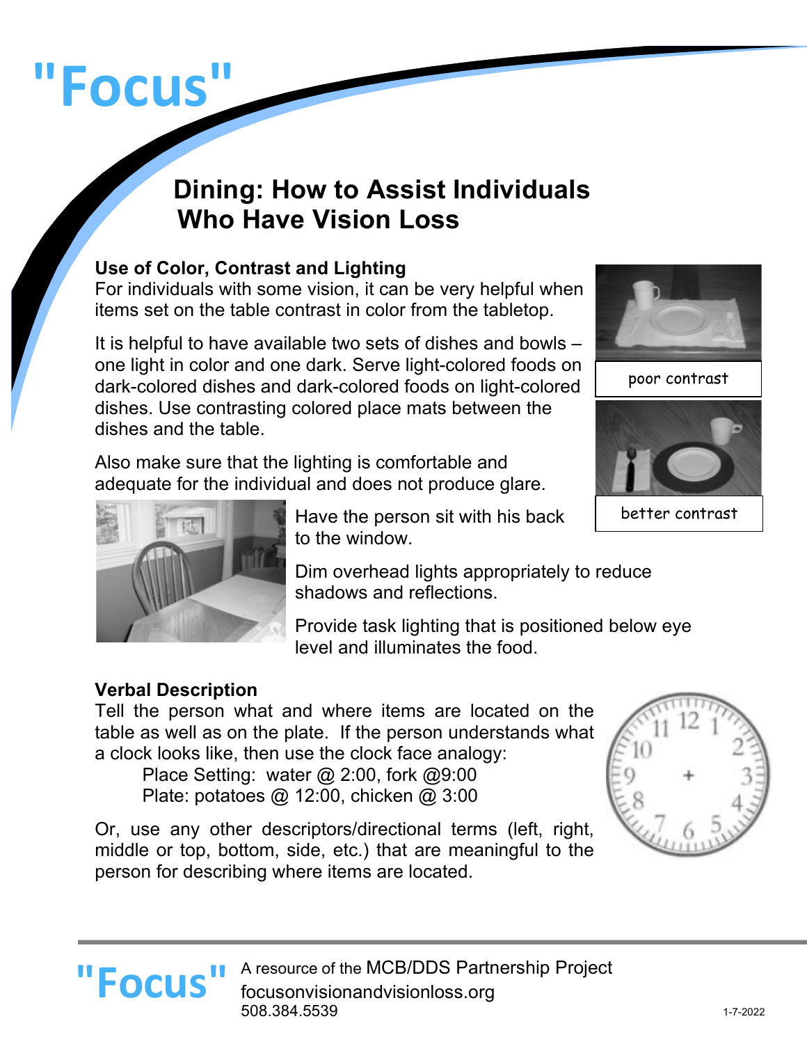# "Focus"

## Dining: How to Assist Individuals Who Have Vision Loss

**Use of Color, Contrast and Lighting**

For individuals with some vision, it can be very helpful when items set on the table contrast in color from the tabletop.

It is helpful to have available two sets of dishes and bowls – one light in color and one dark. Serve light-colored foods on dark-colored dishes and dark-colored foods on light-colored dishes. Use contrasting colored place mats between the dishes and the table.

poor contrast

better contrast

Also make sure that the lighting is comfortable and adequate for the individual and does not produce glare.

Have the person sit with his back to the window.

Dim overhead lights appropriately to reduce shadows and reflections.

Provide task lighting that is positioned below eye level and illuminates the food.

**Verbal Description**

Tell the person what and where items are located on the table as well as on the plate. If the person understands what a clock looks like, then use the clock face analogy:

Place Setting: water @ 2:00, fork @9:00
Plate: potatoes @ 12:00, chicken @ 3:00

Or, use any other descriptors/directional terms (left, right, middle or top, bottom, side, etc.) that are meaningful to the person for describing where items are located.

"Focus" A resource of the MCB/DDS Partnership Project
focusonvisionandvisionloss.org
508.384.5539

1-7-2022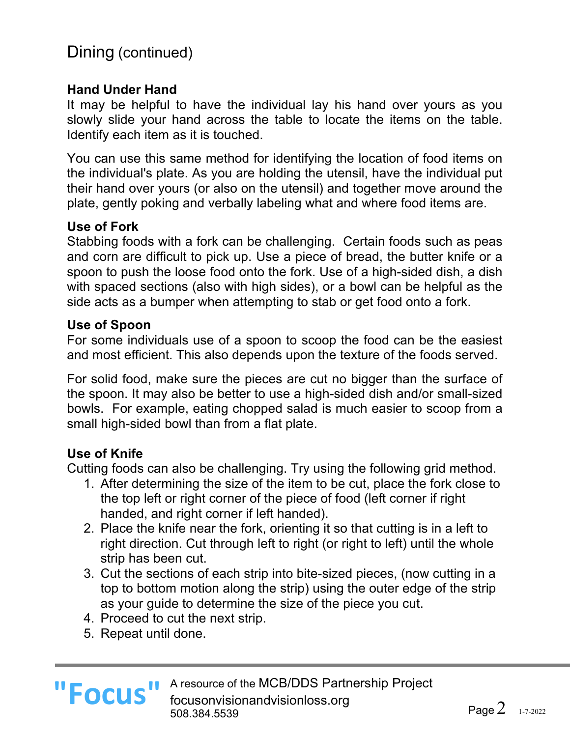# Dining (continued)

**Hand Under Hand**
It may be helpful to have the individual lay his hand over yours as you slowly slide your hand across the table to locate the items on the table. Identify each item as it is touched.

You can use this same method for identifying the location of food items on the individual's plate. As you are holding the utensil, have the individual put their hand over yours (or also on the utensil) and together move around the plate, gently poking and verbally labeling what and where food items are.

**Use of Fork**
Stabbing foods with a fork can be challenging. Certain foods such as peas and corn are difficult to pick up. Use a piece of bread, the butter knife or a spoon to push the loose food onto the fork. Use of a high-sided dish, a dish with spaced sections (also with high sides), or a bowl can be helpful as the side acts as a bumper when attempting to stab or get food onto a fork.

**Use of Spoon**
For some individuals use of a spoon to scoop the food can be the easiest and most efficient. This also depends upon the texture of the foods served.

For solid food, make sure the pieces are cut no bigger than the surface of the spoon. It may also be better to use a high-sided dish and/or small-sized bowls. For example, eating chopped salad is much easier to scoop from a small high-sided bowl than from a flat plate.

**Use of Knife**
Cutting foods can also be challenging. Try using the following grid method.

1. After determining the size of the item to be cut, place the fork close to the top left or right corner of the piece of food (left corner if right handed, and right corner if left handed).
2. Place the knife near the fork, orienting it so that cutting is in a left to right direction. Cut through left to right (or right to left) until the whole strip has been cut.
3. Cut the sections of each strip into bite-sized pieces, (now cutting in a top to bottom motion along the strip) using the outer edge of the strip as your guide to determine the size of the piece you cut.
4. Proceed to cut the next strip.
5. Repeat until done.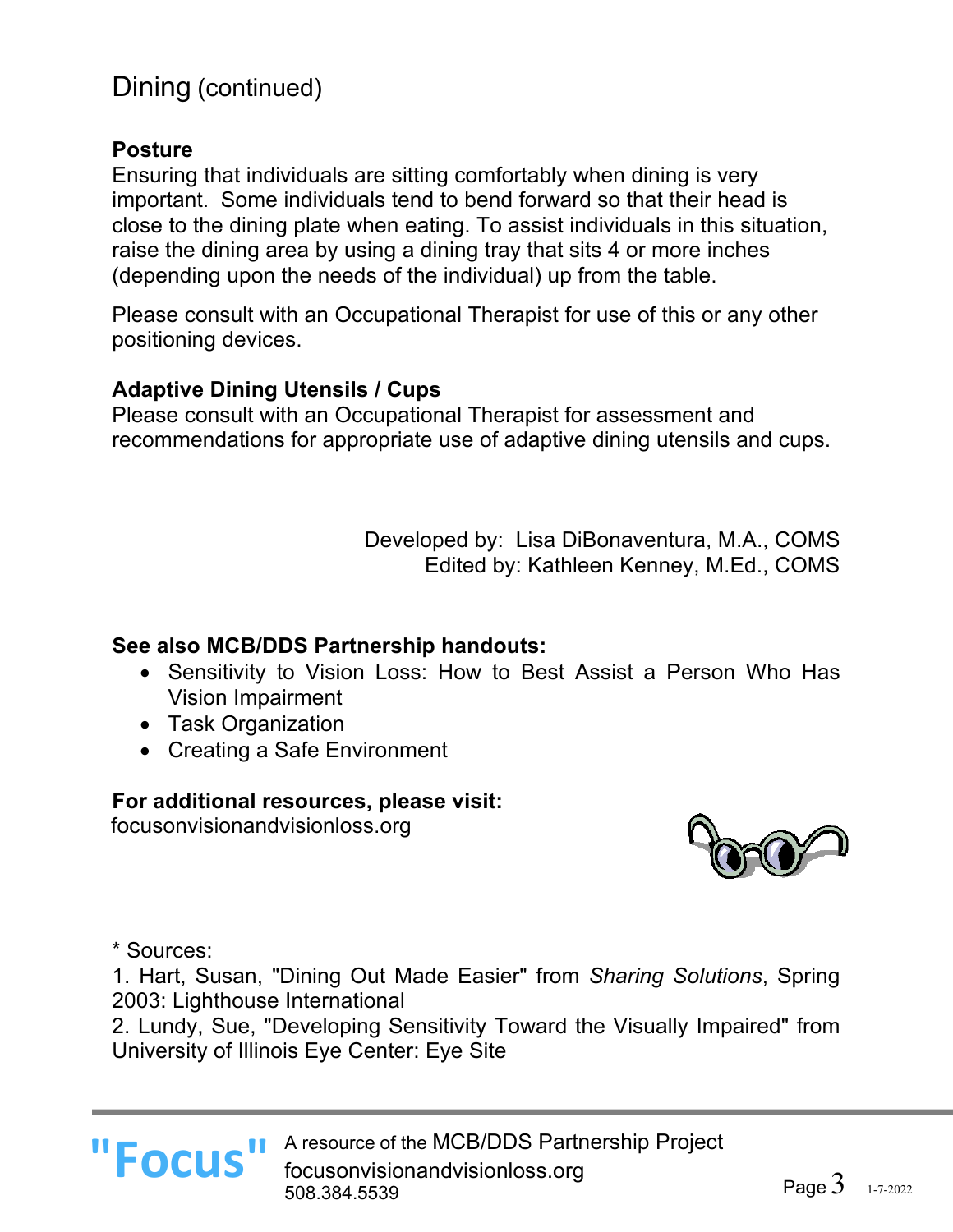## Dining (continued)

**Posture**

Ensuring that individuals are sitting comfortably when dining is very important. Some individuals tend to bend forward so that their head is close to the dining plate when eating. To assist individuals in this situation, raise the dining area by using a dining tray that sits 4 or more inches (depending upon the needs of the individual) up from the table.

Please consult with an Occupational Therapist for use of this or any other positioning devices.

**Adaptive Dining Utensils / Cups**

Please consult with an Occupational Therapist for assessment and recommendations for appropriate use of adaptive dining utensils and cups.

Developed by: Lisa DiBonaventura, M.A., COMS
Edited by: Kathleen Kenney, M.Ed., COMS

**See also MCB/DDS Partnership handouts:**

- Sensitivity to Vision Loss: How to Best Assist a Person Who Has Vision Impairment
- Task Organization
- Creating a Safe Environment

**For additional resources, please visit:**
focusonvisionandvisionloss.org

* Sources:
1. Hart, Susan, "Dining Out Made Easier" from *Sharing Solutions*, Spring 2003: Lighthouse International
2. Lundy, Sue, "Developing Sensitivity Toward the Visually Impaired" from University of Illinois Eye Center: Eye Site

"Focus" A resource of the MCB/DDS Partnership Project
focusonvisionandvisionloss.org
508.384.5539

1-7-2022